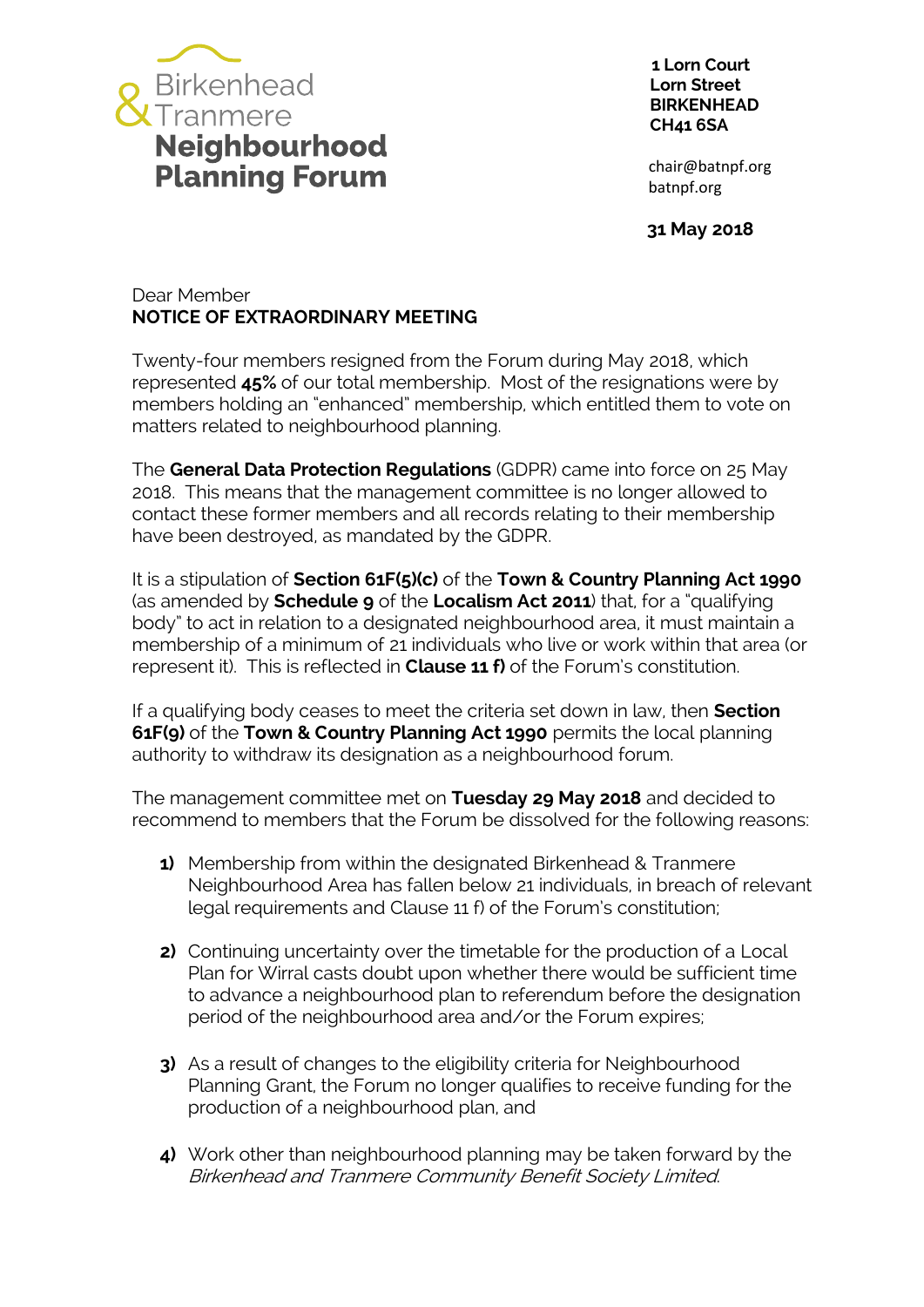**Birkenhead & Tranmere**
**Neighbourhood Planning Forum**

**1 Lorn Court**
**Lorn Street**
**BIRKENHEAD**
**CH41 6SA**

chair@batnpf.org
batnpf.org

**31 May 2018**

Dear Member
**NOTICE OF EXTRAORDINARY MEETING**

Twenty-four members resigned from the Forum during May 2018, which represented **45%** of our total membership. Most of the resignations were by members holding an "enhanced" membership, which entitled them to vote on matters related to neighbourhood planning.

The **General Data Protection Regulations** (GDPR) came into force on 25 May 2018. This means that the management committee is no longer allowed to contact these former members and all records relating to their membership have been destroyed, as mandated by the GDPR.

It is a stipulation of **Section 61F(5)(c)** of the **Town & Country Planning Act 1990** (as amended by **Schedule 9** of the **Localism Act 2011**) that, for a "qualifying body" to act in relation to a designated neighbourhood area, it must maintain a membership of a minimum of 21 individuals who live or work within that area (or represent it). This is reflected in **Clause 11 f)** of the Forum's constitution.

If a qualifying body ceases to meet the criteria set down in law, then **Section 61F(9)** of the **Town & Country Planning Act 1990** permits the local planning authority to withdraw its designation as a neighbourhood forum.

The management committee met on **Tuesday 29 May 2018** and decided to recommend to members that the Forum be dissolved for the following reasons:

1) Membership from within the designated Birkenhead & Tranmere Neighbourhood Area has fallen below 21 individuals, in breach of relevant legal requirements and Clause 11 f) of the Forum's constitution;

2) Continuing uncertainty over the timetable for the production of a Local Plan for Wirral casts doubt upon whether there would be sufficient time to advance a neighbourhood plan to referendum before the designation period of the neighbourhood area and/or the Forum expires;

3) As a result of changes to the eligibility criteria for Neighbourhood Planning Grant, the Forum no longer qualifies to receive funding for the production of a neighbourhood plan, and

4) Work other than neighbourhood planning may be taken forward by the *Birkenhead and Tranmere Community Benefit Society Limited*.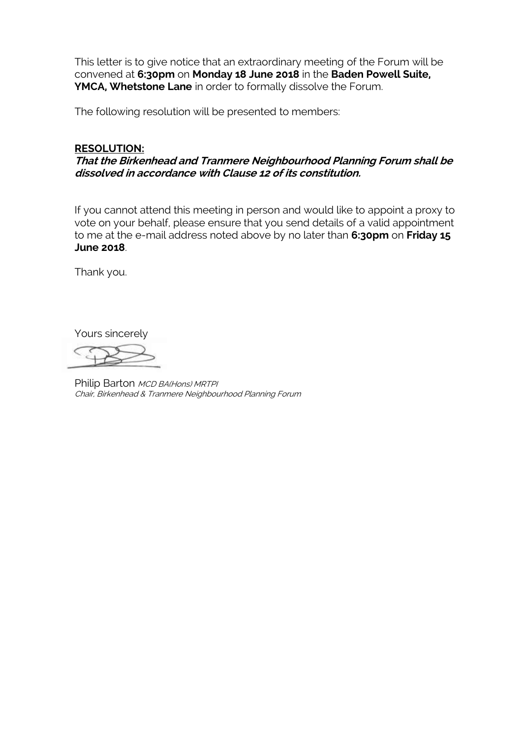This letter is to give notice that an extraordinary meeting of the Forum will be convened at **6:30pm** on **Monday 18 June 2018** in the **Baden Powell Suite, YMCA, Whetstone Lane** in order to formally dissolve the Forum.

The following resolution will be presented to members:

**RESOLUTION:**
***That the Birkenhead and Tranmere Neighbourhood Planning Forum shall be dissolved in accordance with Clause 12 of its constitution.***

If you cannot attend this meeting in person and would like to appoint a proxy to vote on your behalf, please ensure that you send details of a valid appointment to me at the e-mail address noted above by no later than **6:30pm** on **Friday 15 June 2018**.

Thank you.

Yours sincerely

Philip Barton *MCD BA(Hons) MRTPI*
*Chair, Birkenhead & Tranmere Neighbourhood Planning Forum*